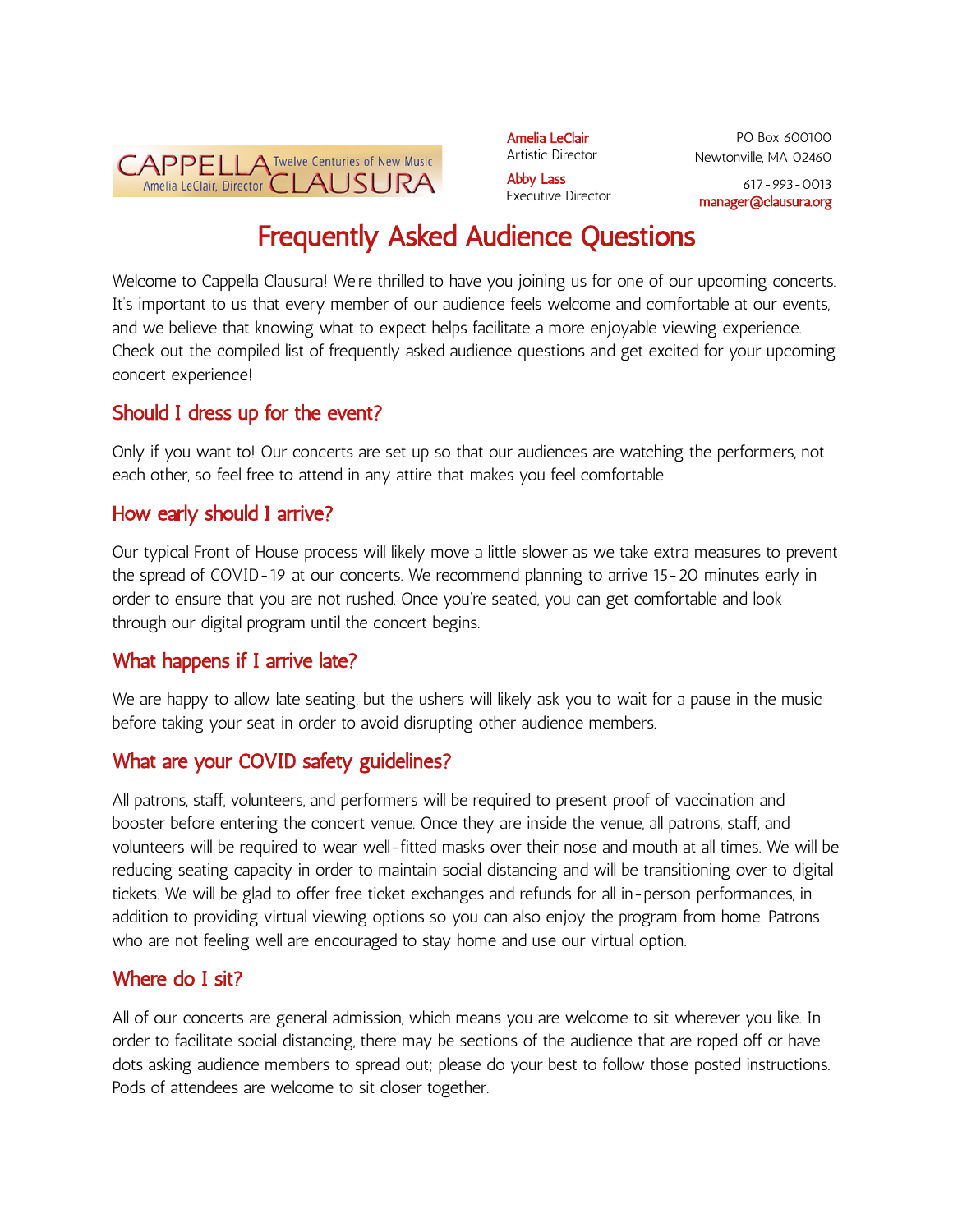CAPPELLA CLAUSURA
Twelve Centuries of New Music
Amelia LeClair, Director

**Amelia LeClair**
Artistic Director

**Abby Lass**
Executive Director

PO Box 600100
Newtonville, MA 02460

617-993-0013
manager@clausura.org

# Frequently Asked Audience Questions

Welcome to Cappella Clausura! We're thrilled to have you joining us for one of our upcoming concerts. It's important to us that every member of our audience feels welcome and comfortable at our events, and we believe that knowing what to expect helps facilitate a more enjoyable viewing experience. Check out the compiled list of frequently asked audience questions and get excited for your upcoming concert experience!

## Should I dress up for the event?

Only if you want to! Our concerts are set up so that our audiences are watching the performers, not each other, so feel free to attend in any attire that makes you feel comfortable.

## How early should I arrive?

Our typical Front of House process will likely move a little slower as we take extra measures to prevent the spread of COVID-19 at our concerts. We recommend planning to arrive 15-20 minutes early in order to ensure that you are not rushed. Once you're seated, you can get comfortable and look through our digital program until the concert begins.

## What happens if I arrive late?

We are happy to allow late seating, but the ushers will likely ask you to wait for a pause in the music before taking your seat in order to avoid disrupting other audience members.

## What are your COVID safety guidelines?

All patrons, staff, volunteers, and performers will be required to present proof of vaccination and booster before entering the concert venue. Once they are inside the venue, all patrons, staff, and volunteers will be required to wear well-fitted masks over their nose and mouth at all times. We will be reducing seating capacity in order to maintain social distancing and will be transitioning over to digital tickets. We will be glad to offer free ticket exchanges and refunds for all in-person performances, in addition to providing virtual viewing options so you can also enjoy the program from home. Patrons who are not feeling well are encouraged to stay home and use our virtual option.

## Where do I sit?

All of our concerts are general admission, which means you are welcome to sit wherever you like. In order to facilitate social distancing, there may be sections of the audience that are roped off or have dots asking audience members to spread out; please do your best to follow those posted instructions. Pods of attendees are welcome to sit closer together.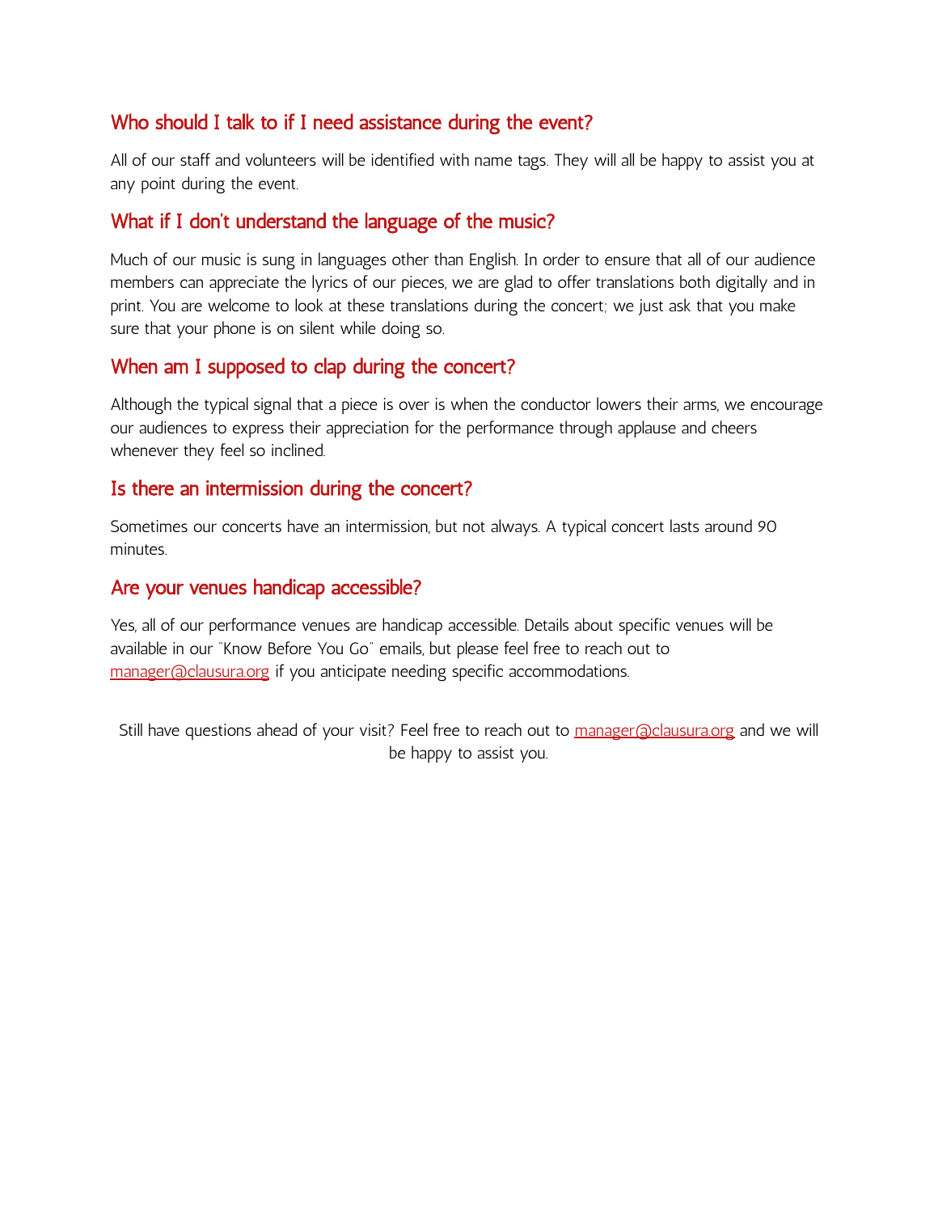## Who should I talk to if I need assistance during the event?

All of our staff and volunteers will be identified with name tags. They will all be happy to assist you at any point during the event.

## What if I don't understand the language of the music?

Much of our music is sung in languages other than English. In order to ensure that all of our audience members can appreciate the lyrics of our pieces, we are glad to offer translations both digitally and in print. You are welcome to look at these translations during the concert; we just ask that you make sure that your phone is on silent while doing so.

## When am I supposed to clap during the concert?

Although the typical signal that a piece is over is when the conductor lowers their arms, we encourage our audiences to express their appreciation for the performance through applause and cheers whenever they feel so inclined.

## Is there an intermission during the concert?

Sometimes our concerts have an intermission, but not always. A typical concert lasts around 90 minutes.

## Are your venues handicap accessible?

Yes, all of our performance venues are handicap accessible. Details about specific venues will be available in our "Know Before You Go" emails, but please feel free to reach out to manager@clausura.org if you anticipate needing specific accommodations.

Still have questions ahead of your visit? Feel free to reach out to manager@clausura.org and we will be happy to assist you.